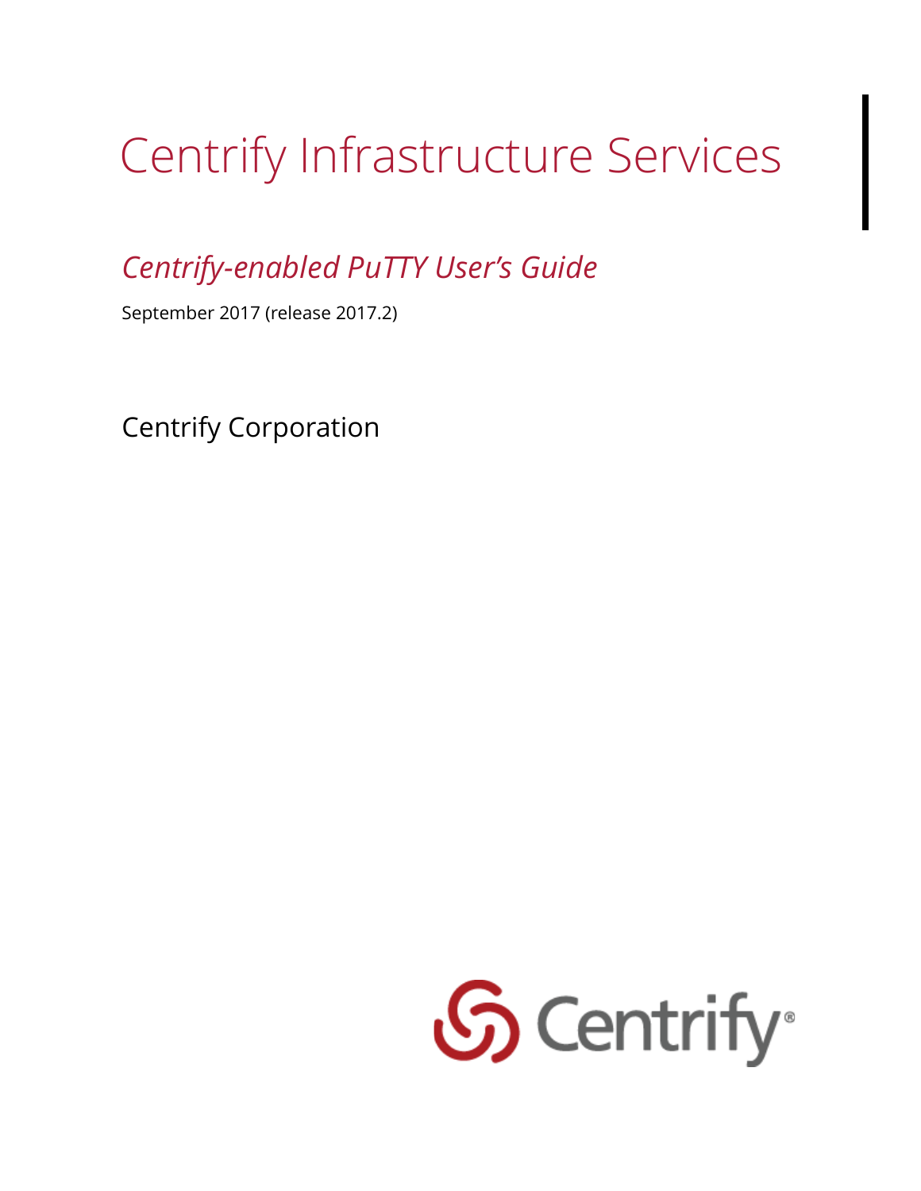# Centrify Infrastructure Services

## *Centrify-enabled PuTTY User's Guide*

September 2017 (release 2017.2)

Centrify Corporation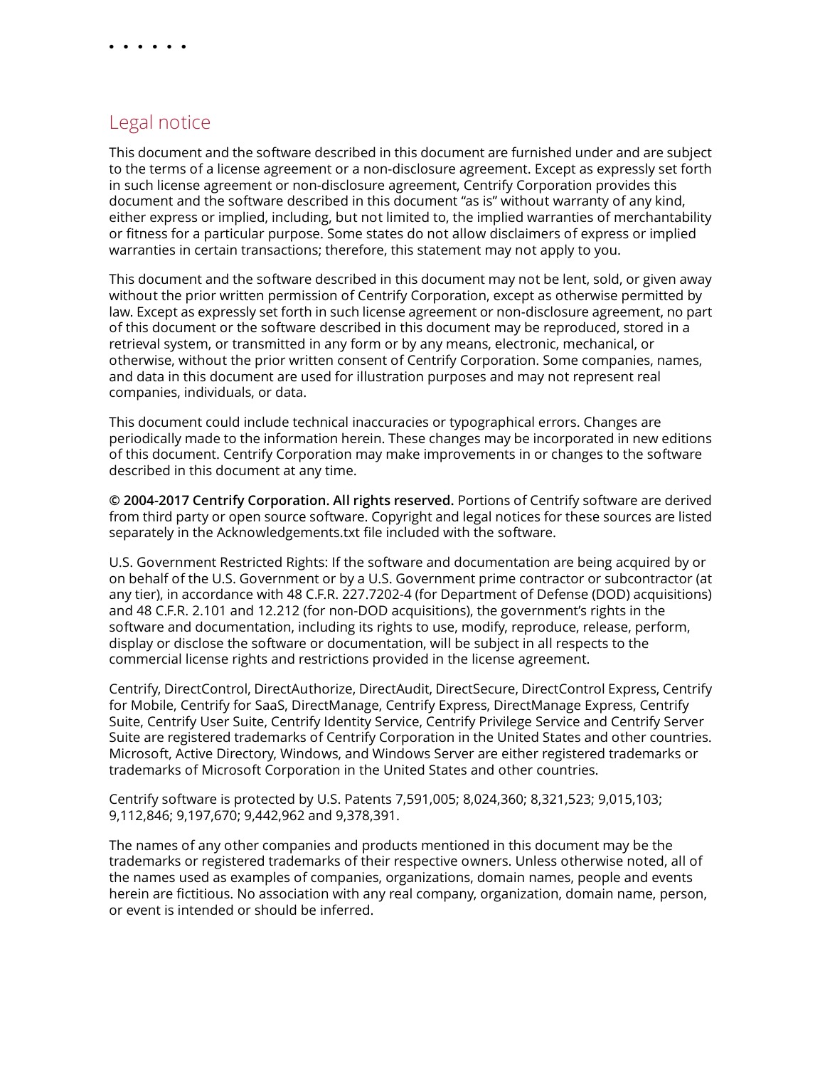# Legal notice

This document and the software described in this document are furnished under and are subject to the terms of a license agreement or a non-disclosure agreement. Except as expressly set forth in such license agreement or non-disclosure agreement, Centrify Corporation provides this document and the software described in this document "as is" without warranty of any kind, either express or implied, including, but not limited to, the implied warranties of merchantability or fitness for a particular purpose. Some states do not allow disclaimers of express or implied warranties in certain transactions; therefore, this statement may not apply to you.

This document and the software described in this document may not be lent, sold, or given away without the prior written permission of Centrify Corporation, except as otherwise permitted by law. Except as expressly set forth in such license agreement or non-disclosure agreement, no part of this document or the software described in this document may be reproduced, stored in a retrieval system, or transmitted in any form or by any means, electronic, mechanical, or otherwise, without the prior written consent of Centrify Corporation. Some companies, names, and data in this document are used for illustration purposes and may not represent real companies, individuals, or data.

This document could include technical inaccuracies or typographical errors. Changes are periodically made to the information herein. These changes may be incorporated in new editions of this document. Centrify Corporation may make improvements in or changes to the software described in this document at any time.

**© 2004-2017 Centrify Corporation. All rights reserved.** Portions of Centrify software are derived from third party or open source software. Copyright and legal notices for these sources are listed separately in the Acknowledgements.txt file included with the software.

U.S. Government Restricted Rights: If the software and documentation are being acquired by or on behalf of the U.S. Government or by a U.S. Government prime contractor or subcontractor (at any tier), in accordance with 48 C.F.R. 227.7202-4 (for Department of Defense (DOD) acquisitions) and 48 C.F.R. 2.101 and 12.212 (for non-DOD acquisitions), the government's rights in the software and documentation, including its rights to use, modify, reproduce, release, perform, display or disclose the software or documentation, will be subject in all respects to the commercial license rights and restrictions provided in the license agreement.

Centrify, DirectControl, DirectAuthorize, DirectAudit, DirectSecure, DirectControl Express, Centrify for Mobile, Centrify for SaaS, DirectManage, Centrify Express, DirectManage Express, Centrify Suite, Centrify User Suite, Centrify Identity Service, Centrify Privilege Service and Centrify Server Suite are registered trademarks of Centrify Corporation in the United States and other countries. Microsoft, Active Directory, Windows, and Windows Server are either registered trademarks or trademarks of Microsoft Corporation in the United States and other countries.

Centrify software is protected by U.S. Patents 7,591,005; 8,024,360; 8,321,523; 9,015,103; 9,112,846; 9,197,670; 9,442,962 and 9,378,391.

The names of any other companies and products mentioned in this document may be the trademarks or registered trademarks of their respective owners. Unless otherwise noted, all of the names used as examples of companies, organizations, domain names, people and events herein are fictitious. No association with any real company, organization, domain name, person, or event is intended or should be inferred.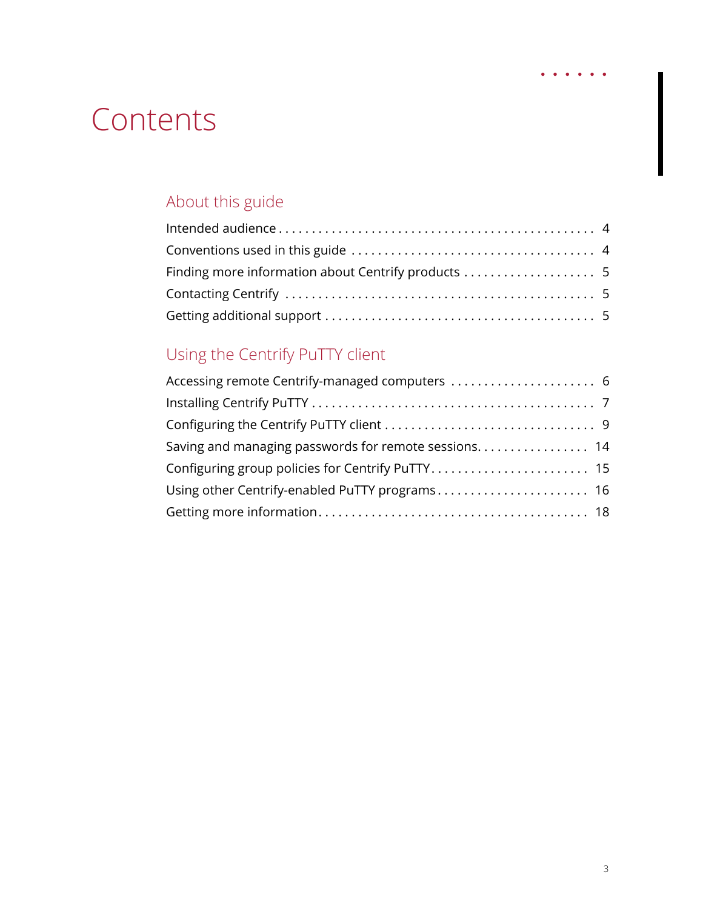# Contents

## About this guide

Intended audience . . . . . . . . . . . . . . . . . . . . . . . . . . . . . . . . . . . . . . . . . . . . . . . 4
Conventions used in this guide . . . . . . . . . . . . . . . . . . . . . . . . . . . . . . . . . . . . 4
Finding more information about Centrify products . . . . . . . . . . . . . . . . . . . . 5
Contacting Centrify . . . . . . . . . . . . . . . . . . . . . . . . . . . . . . . . . . . . . . . . . . . . . 5
Getting additional support . . . . . . . . . . . . . . . . . . . . . . . . . . . . . . . . . . . . . . . 5

## Using the Centrify PuTTY client

Accessing remote Centrify-managed computers . . . . . . . . . . . . . . . . . . . . . . 6
Installing Centrify PuTTY . . . . . . . . . . . . . . . . . . . . . . . . . . . . . . . . . . . . . . . . 7
Configuring the Centrify PuTTY client . . . . . . . . . . . . . . . . . . . . . . . . . . . . . . . 9
Saving and managing passwords for remote sessions. . . . . . . . . . . . . . . . . . 14
Configuring group policies for Centrify PuTTY. . . . . . . . . . . . . . . . . . . . . . . . 15
Using other Centrify-enabled PuTTY programs . . . . . . . . . . . . . . . . . . . . . . . 16
Getting more information. . . . . . . . . . . . . . . . . . . . . . . . . . . . . . . . . . . . . . . . 18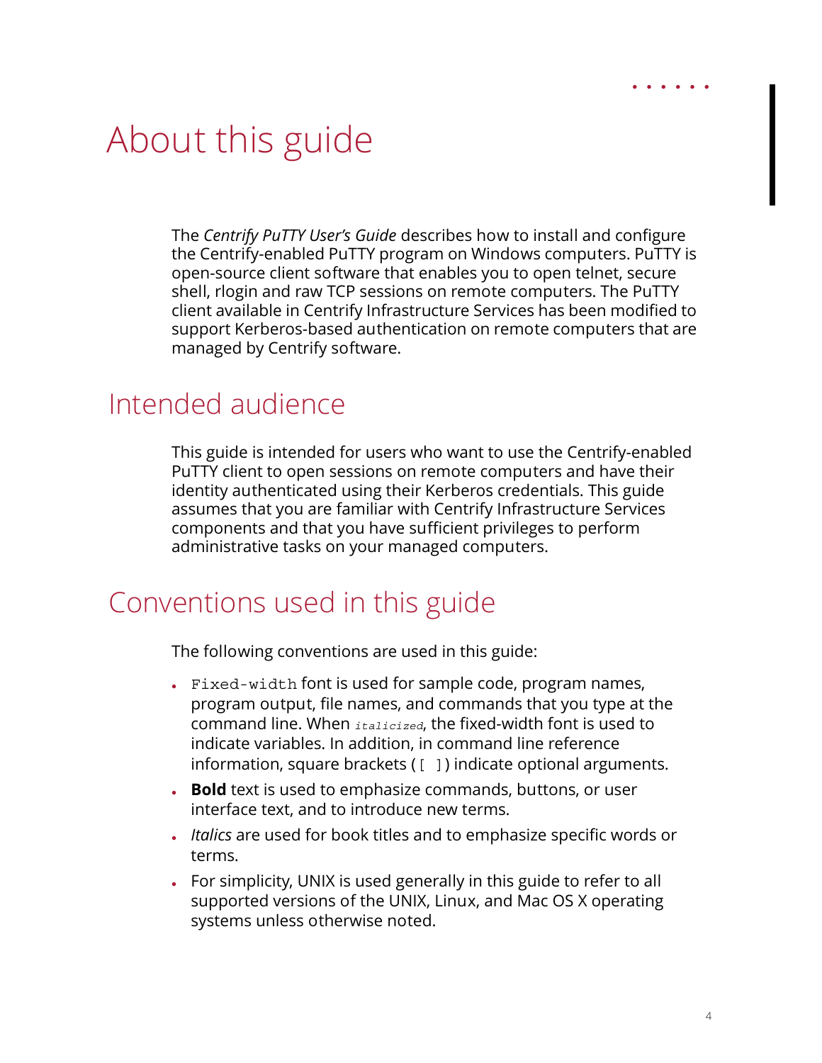# About this guide

The *Centrify PuTTY User's Guide* describes how to install and configure the Centrify-enabled PuTTY program on Windows computers. PuTTY is open-source client software that enables you to open telnet, secure shell, rlogin and raw TCP sessions on remote computers. The PuTTY client available in Centrify Infrastructure Services has been modified to support Kerberos-based authentication on remote computers that are managed by Centrify software.

## Intended audience

This guide is intended for users who want to use the Centrify-enabled PuTTY client to open sessions on remote computers and have their identity authenticated using their Kerberos credentials. This guide assumes that you are familiar with Centrify Infrastructure Services components and that you have sufficient privileges to perform administrative tasks on your managed computers.

## Conventions used in this guide

The following conventions are used in this guide:

- `Fixed-width` font is used for sample code, program names, program output, file names, and commands that you type at the command line. When *`italicized`*, the fixed-width font is used to indicate variables. In addition, in command line reference information, square brackets (`[ ]`) indicate optional arguments.
- **Bold** text is used to emphasize commands, buttons, or user interface text, and to introduce new terms.
- *Italics* are used for book titles and to emphasize specific words or terms.
- For simplicity, UNIX is used generally in this guide to refer to all supported versions of the UNIX, Linux, and Mac OS X operating systems unless otherwise noted.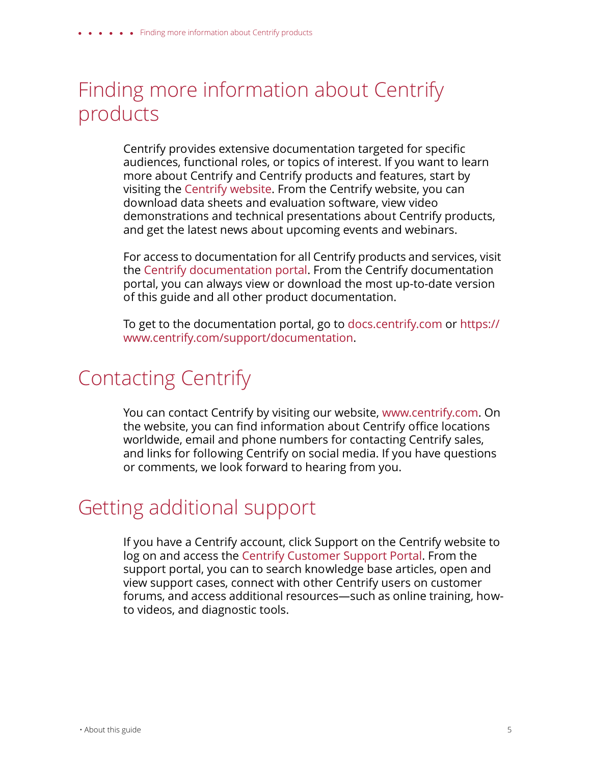# Finding more information about Centrify products

Centrify provides extensive documentation targeted for specific audiences, functional roles, or topics of interest. If you want to learn more about Centrify and Centrify products and features, start by visiting the Centrify website. From the Centrify website, you can download data sheets and evaluation software, view video demonstrations and technical presentations about Centrify products, and get the latest news about upcoming events and webinars.

For access to documentation for all Centrify products and services, visit the Centrify documentation portal. From the Centrify documentation portal, you can always view or download the most up-to-date version of this guide and all other product documentation.

To get to the documentation portal, go to docs.centrify.com or https://www.centrify.com/support/documentation.

# Contacting Centrify

You can contact Centrify by visiting our website, www.centrify.com. On the website, you can find information about Centrify office locations worldwide, email and phone numbers for contacting Centrify sales, and links for following Centrify on social media. If you have questions or comments, we look forward to hearing from you.

# Getting additional support

If you have a Centrify account, click Support on the Centrify website to log on and access the Centrify Customer Support Portal. From the support portal, you can to search knowledge base articles, open and view support cases, connect with other Centrify users on customer forums, and access additional resources—such as online training, how-to videos, and diagnostic tools.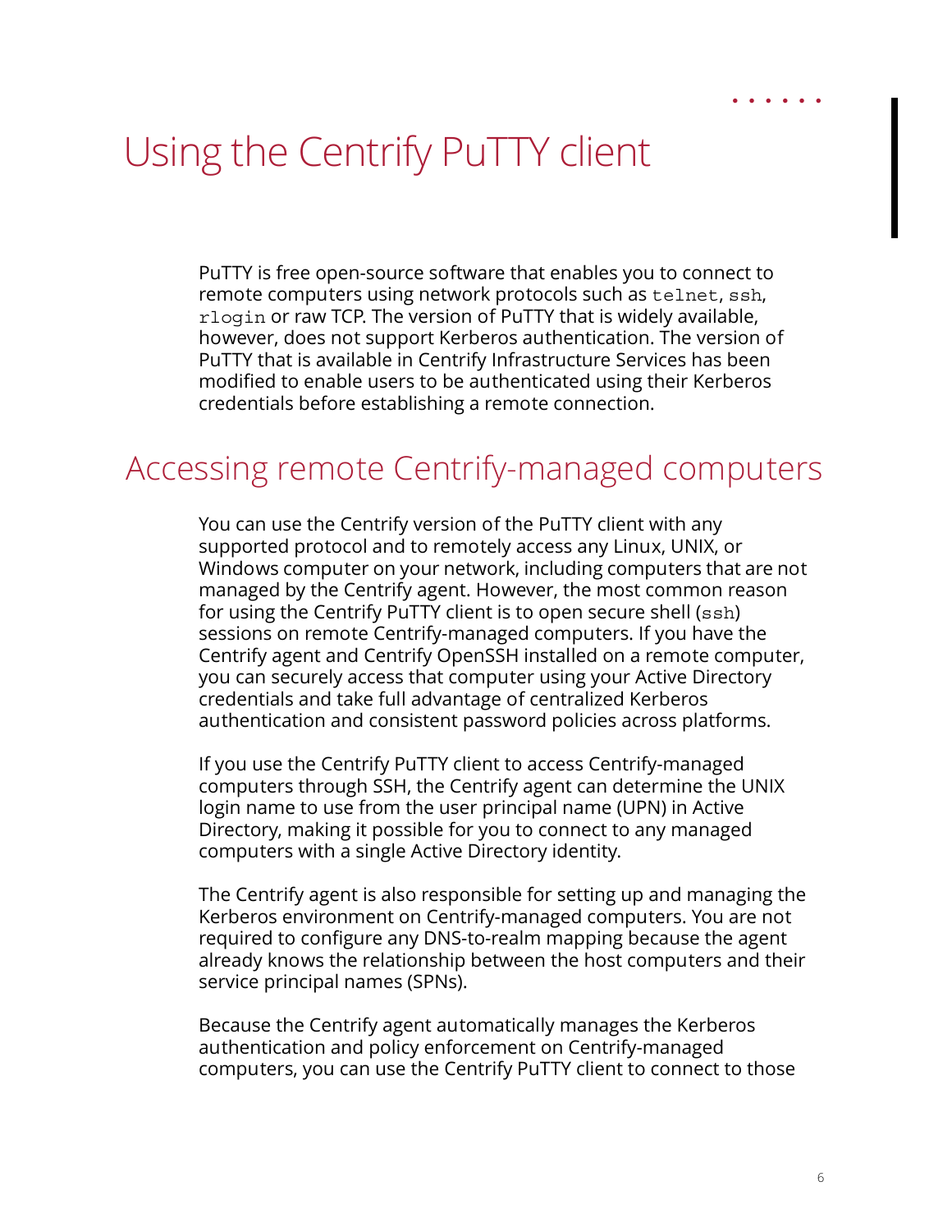# Using the Centrify PuTTY client

PuTTY is free open-source software that enables you to connect to remote computers using network protocols such as `telnet`, `ssh`, `rlogin` or raw TCP. The version of PuTTY that is widely available, however, does not support Kerberos authentication. The version of PuTTY that is available in Centrify Infrastructure Services has been modified to enable users to be authenticated using their Kerberos credentials before establishing a remote connection.

## Accessing remote Centrify-managed computers

You can use the Centrify version of the PuTTY client with any supported protocol and to remotely access any Linux, UNIX, or Windows computer on your network, including computers that are not managed by the Centrify agent. However, the most common reason for using the Centrify PuTTY client is to open secure shell (`ssh`) sessions on remote Centrify-managed computers. If you have the Centrify agent and Centrify OpenSSH installed on a remote computer, you can securely access that computer using your Active Directory credentials and take full advantage of centralized Kerberos authentication and consistent password policies across platforms.

If you use the Centrify PuTTY client to access Centrify-managed computers through SSH, the Centrify agent can determine the UNIX login name to use from the user principal name (UPN) in Active Directory, making it possible for you to connect to any managed computers with a single Active Directory identity.

The Centrify agent is also responsible for setting up and managing the Kerberos environment on Centrify-managed computers. You are not required to configure any DNS-to-realm mapping because the agent already knows the relationship between the host computers and their service principal names (SPNs).

Because the Centrify agent automatically manages the Kerberos authentication and policy enforcement on Centrify-managed computers, you can use the Centrify PuTTY client to connect to those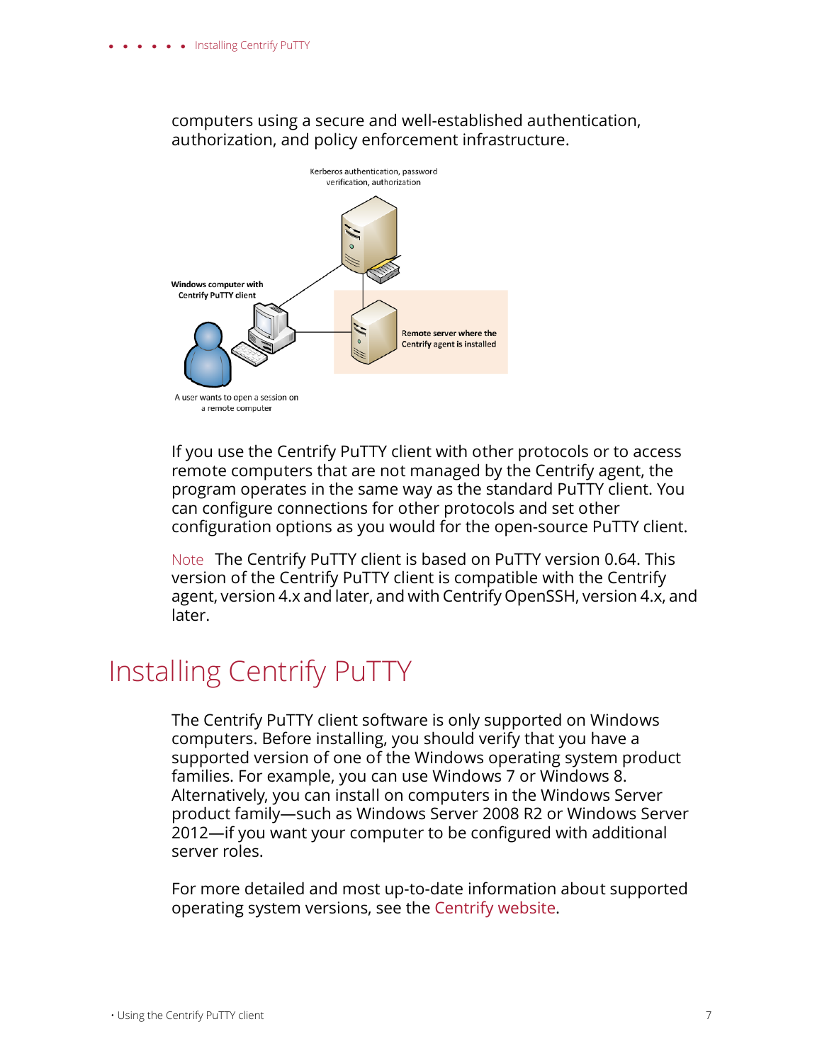computers using a secure and well-established authentication, authorization, and policy enforcement infrastructure.

Kerberos authentication, password verification, authorization

Windows computer with Centrify PuTTY client

Remote server where the Centrify agent is installed

A user wants to open a session on a remote computer

If you use the Centrify PuTTY client with other protocols or to access remote computers that are not managed by the Centrify agent, the program operates in the same way as the standard PuTTY client. You can configure connections for other protocols and set other configuration options as you would for the open-source PuTTY client.

Note The Centrify PuTTY client is based on PuTTY version 0.64. This version of the Centrify PuTTY client is compatible with the Centrify agent, version 4.x and later, and with Centrify OpenSSH, version 4.x, and later.

# Installing Centrify PuTTY

The Centrify PuTTY client software is only supported on Windows computers. Before installing, you should verify that you have a supported version of one of the Windows operating system product families. For example, you can use Windows 7 or Windows 8. Alternatively, you can install on computers in the Windows Server product family—such as Windows Server 2008 R2 or Windows Server 2012—if you want your computer to be configured with additional server roles.

For more detailed and most up-to-date information about supported operating system versions, see the Centrify website.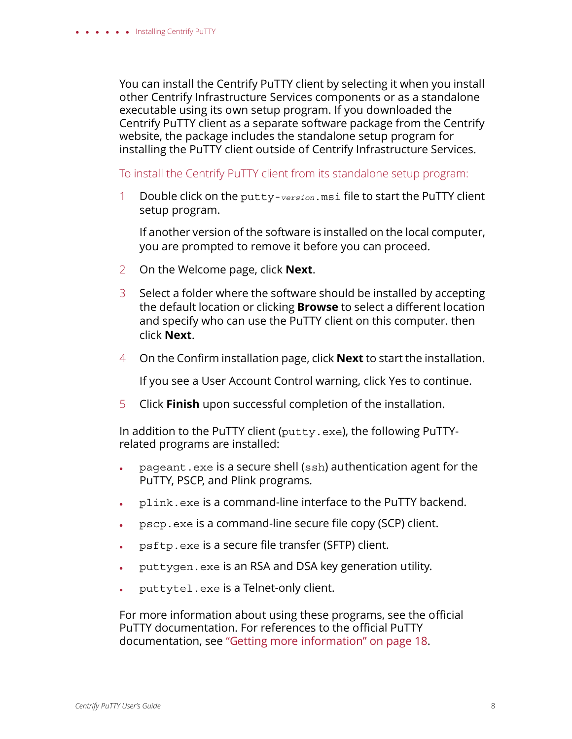You can install the Centrify PuTTY client by selecting it when you install other Centrify Infrastructure Services components or as a standalone executable using its own setup program. If you downloaded the Centrify PuTTY client as a separate software package from the Centrify website, the package includes the standalone setup program for installing the PuTTY client outside of Centrify Infrastructure Services.

To install the Centrify PuTTY client from its standalone setup program:

1. Double click on the `putty-`*`version`*`.msi` file to start the PuTTY client setup program.

   If another version of the software is installed on the local computer, you are prompted to remove it before you can proceed.

2. On the Welcome page, click **Next**.

3. Select a folder where the software should be installed by accepting the default location or clicking **Browse** to select a different location and specify who can use the PuTTY client on this computer. then click **Next**.

4. On the Confirm installation page, click **Next** to start the installation.

   If you see a User Account Control warning, click Yes to continue.

5. Click **Finish** upon successful completion of the installation.

In addition to the PuTTY client (`putty.exe`), the following PuTTY-related programs are installed:

- `pageant.exe` is a secure shell (`ssh`) authentication agent for the PuTTY, PSCP, and Plink programs.
- `plink.exe` is a command-line interface to the PuTTY backend.
- `pscp.exe` is a command-line secure file copy (SCP) client.
- `psftp.exe` is a secure file transfer (SFTP) client.
- `puttygen.exe` is an RSA and DSA key generation utility.
- `puttytel.exe` is a Telnet-only client.

For more information about using these programs, see the official PuTTY documentation. For references to the official PuTTY documentation, see "Getting more information" on page 18.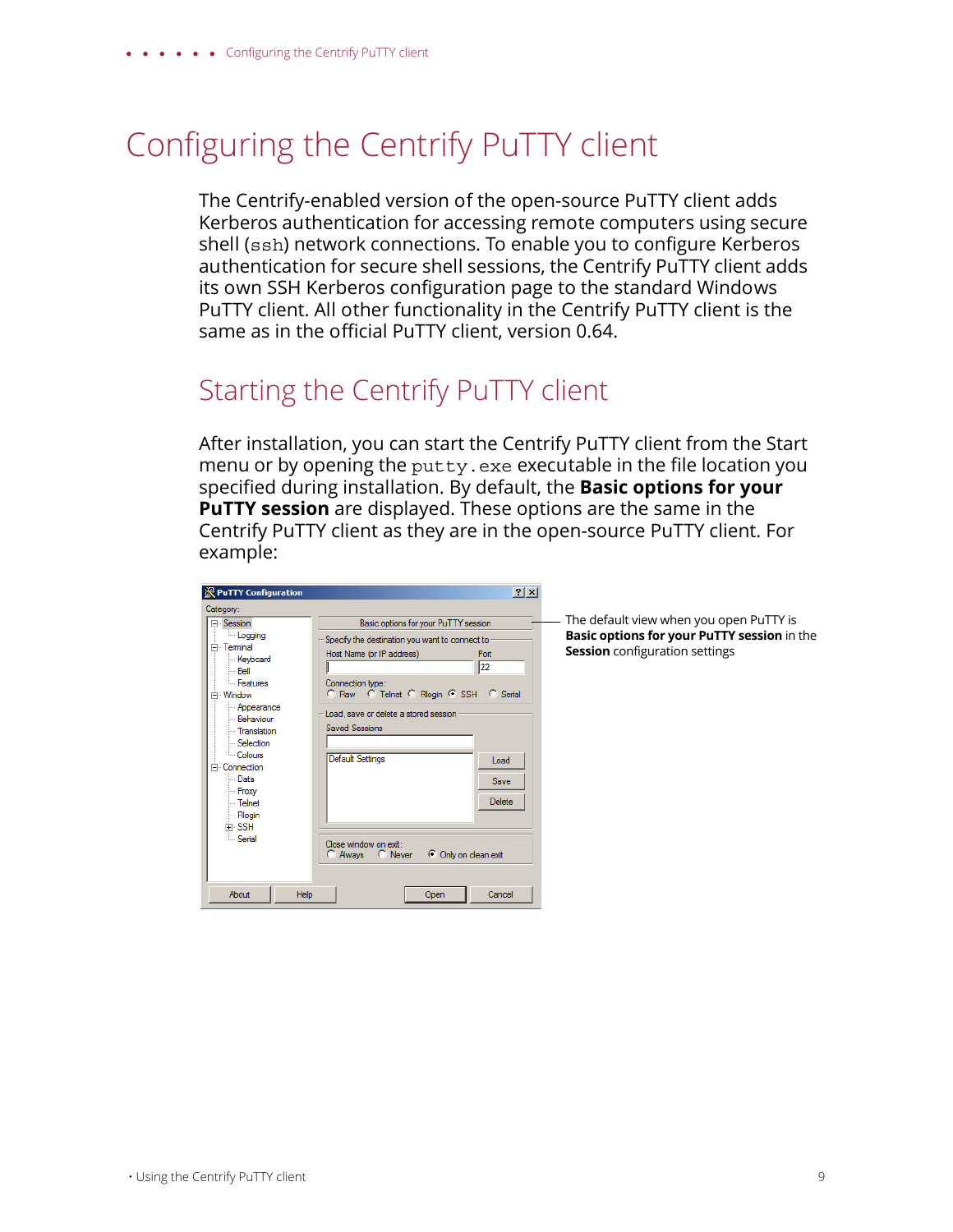# Configuring the Centrify PuTTY client

The Centrify-enabled version of the open-source PuTTY client adds Kerberos authentication for accessing remote computers using secure shell (`ssh`) network connections. To enable you to configure Kerberos authentication for secure shell sessions, the Centrify PuTTY client adds its own SSH Kerberos configuration page to the standard Windows PuTTY client. All other functionality in the Centrify PuTTY client is the same as in the official PuTTY client, version 0.64.

## Starting the Centrify PuTTY client

After installation, you can start the Centrify PuTTY client from the Start menu or by opening the `putty.exe` executable in the file location you specified during installation. By default, the **Basic options for your PuTTY session** are displayed. These options are the same in the Centrify PuTTY client as they are in the open-source PuTTY client. For example:

The default view when you open PuTTY is **Basic options for your PuTTY session** in the **Session** configuration settings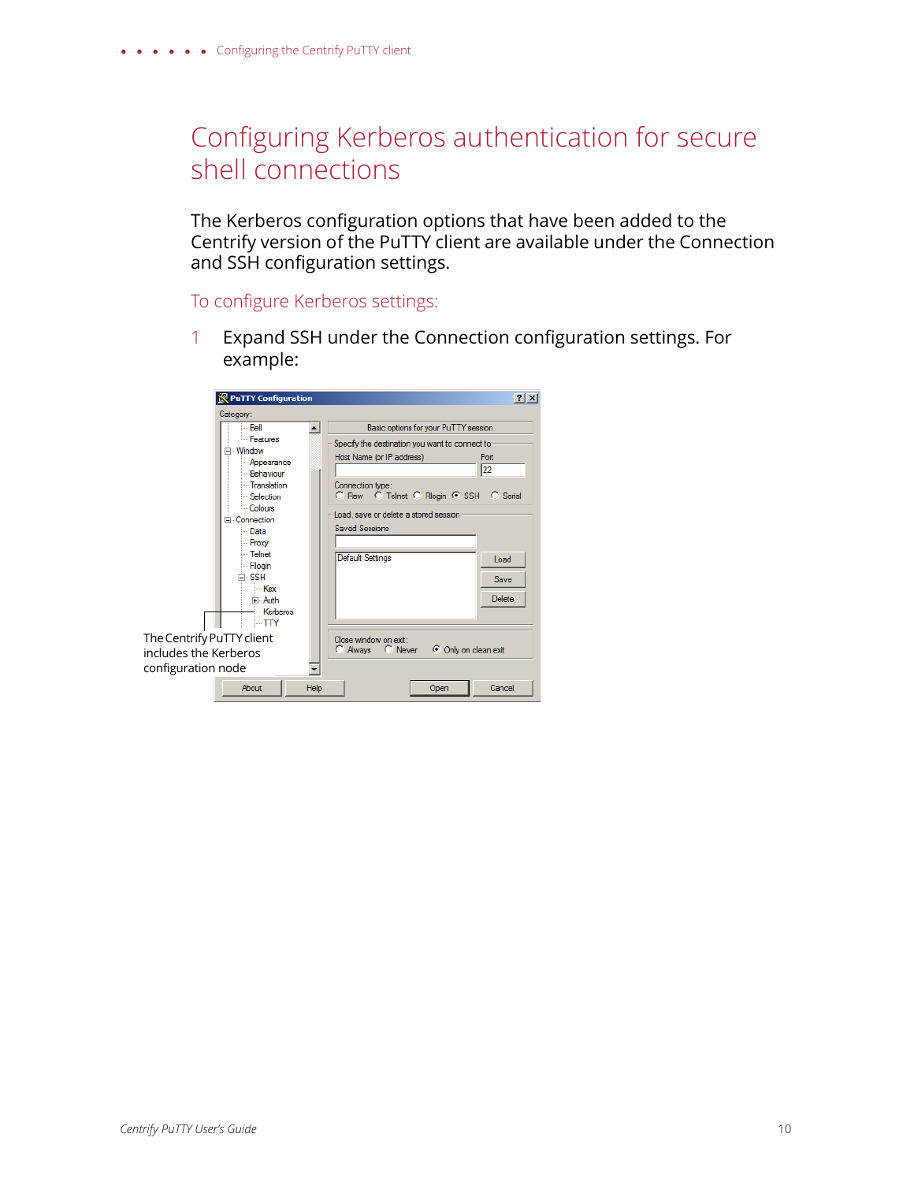# Configuring Kerberos authentication for secure shell connections

The Kerberos configuration options that have been added to the Centrify version of the PuTTY client are available under the Connection and SSH configuration settings.

## To configure Kerberos settings:

1. Expand SSH under the Connection configuration settings. For example:

The Centrify PuTTY client includes the Kerberos configuration node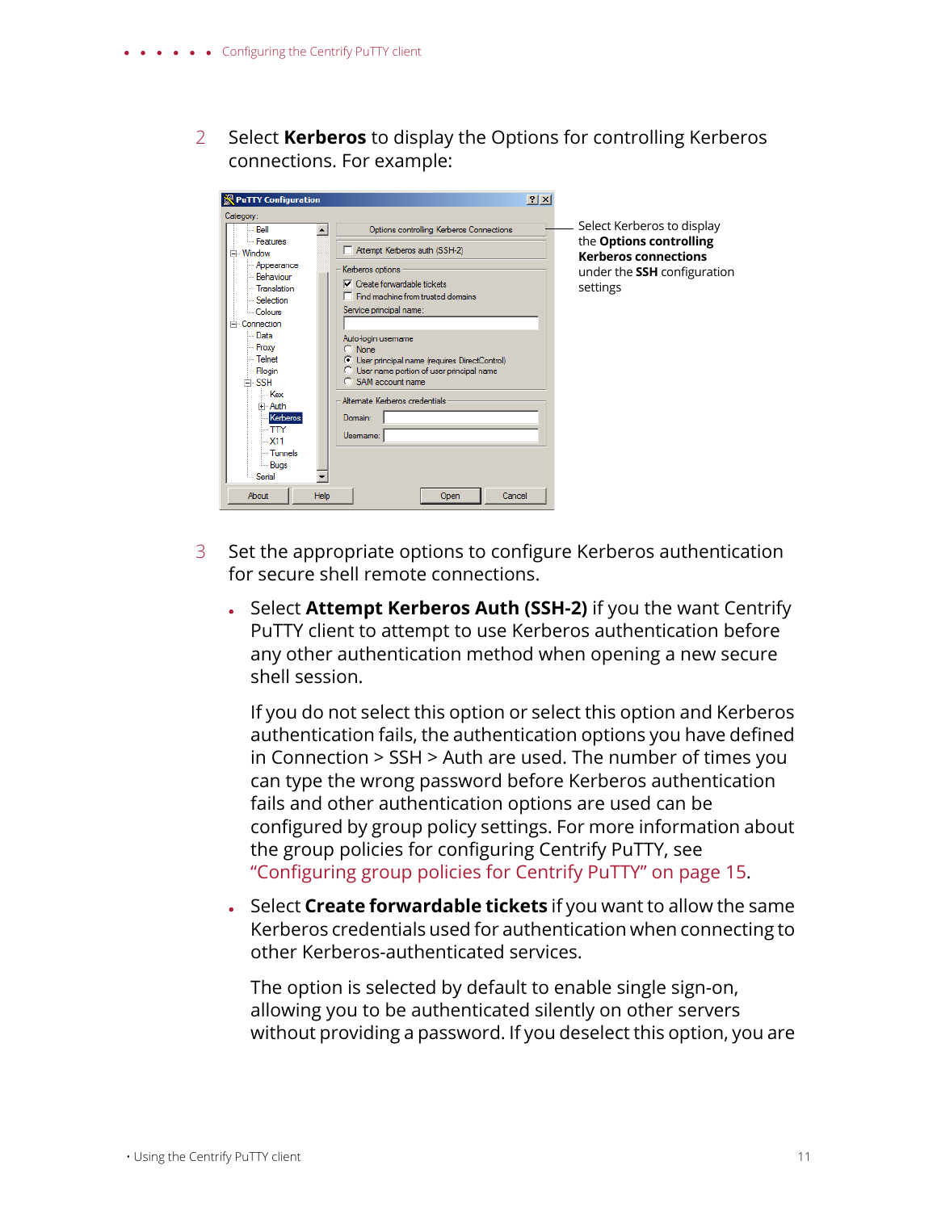2. Select **Kerberos** to display the Options for controlling Kerberos connections. For example:

Select Kerberos to display the **Options controlling Kerberos connections** under the **SSH** configuration settings

3. Set the appropriate options to configure Kerberos authentication for secure shell remote connections.

   - Select **Attempt Kerberos Auth (SSH-2)** if you the want Centrify PuTTY client to attempt to use Kerberos authentication before any other authentication method when opening a new secure shell session.

     If you do not select this option or select this option and Kerberos authentication fails, the authentication options you have defined in Connection > SSH > Auth are used. The number of times you can type the wrong password before Kerberos authentication fails and other authentication options are used can be configured by group policy settings. For more information about the group policies for configuring Centrify PuTTY, see "Configuring group policies for Centrify PuTTY" on page 15.

   - Select **Create forwardable tickets** if you want to allow the same Kerberos credentials used for authentication when connecting to other Kerberos-authenticated services.

     The option is selected by default to enable single sign-on, allowing you to be authenticated silently on other servers without providing a password. If you deselect this option, you are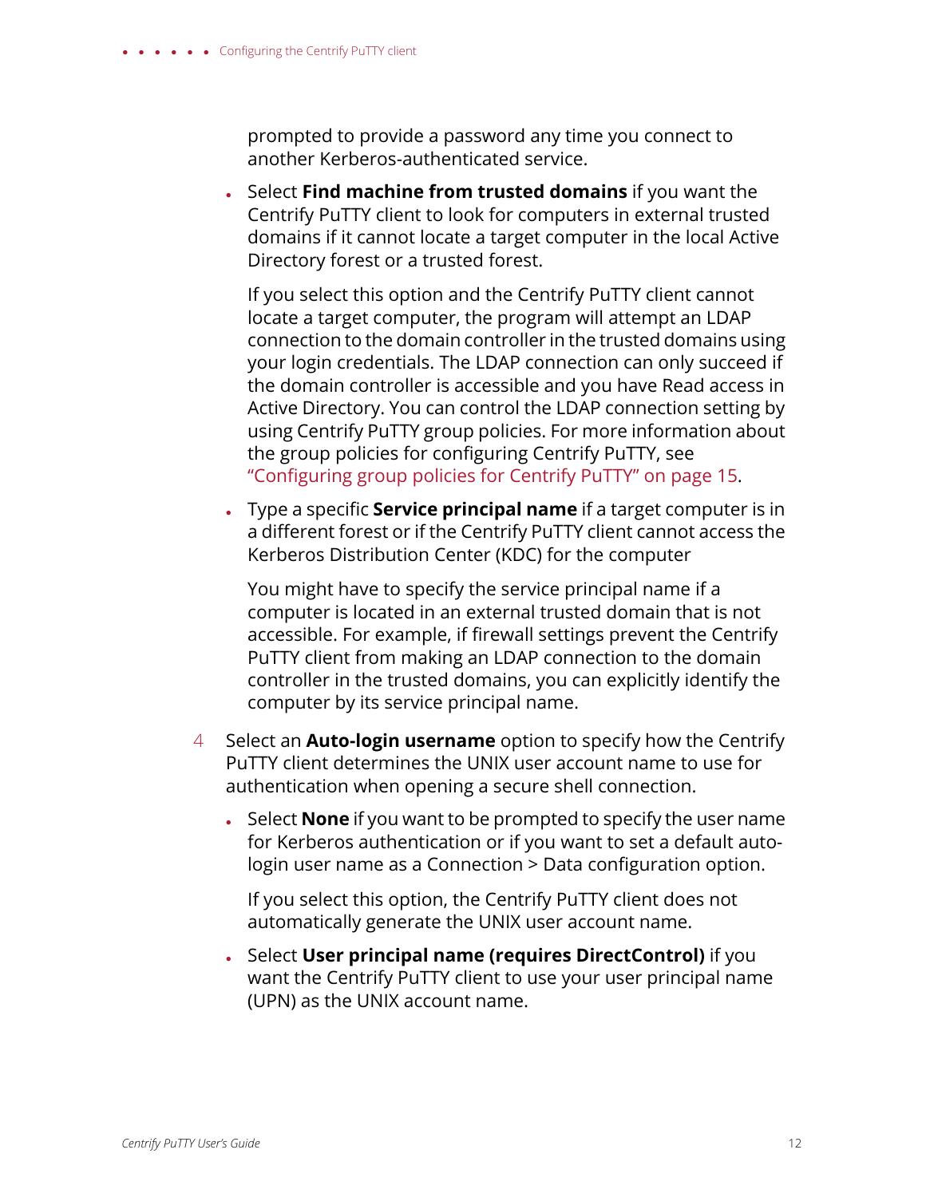prompted to provide a password any time you connect to another Kerberos-authenticated service.

- Select **Find machine from trusted domains** if you want the Centrify PuTTY client to look for computers in external trusted domains if it cannot locate a target computer in the local Active Directory forest or a trusted forest.

  If you select this option and the Centrify PuTTY client cannot locate a target computer, the program will attempt an LDAP connection to the domain controller in the trusted domains using your login credentials. The LDAP connection can only succeed if the domain controller is accessible and you have Read access in Active Directory. You can control the LDAP connection setting by using Centrify PuTTY group policies. For more information about the group policies for configuring Centrify PuTTY, see "Configuring group policies for Centrify PuTTY" on page 15.

- Type a specific **Service principal name** if a target computer is in a different forest or if the Centrify PuTTY client cannot access the Kerberos Distribution Center (KDC) for the computer

  You might have to specify the service principal name if a computer is located in an external trusted domain that is not accessible. For example, if firewall settings prevent the Centrify PuTTY client from making an LDAP connection to the domain controller in the trusted domains, you can explicitly identify the computer by its service principal name.

4. Select an **Auto-login username** option to specify how the Centrify PuTTY client determines the UNIX user account name to use for authentication when opening a secure shell connection.

   - Select **None** if you want to be prompted to specify the user name for Kerberos authentication or if you want to set a default auto-login user name as a Connection > Data configuration option.

     If you select this option, the Centrify PuTTY client does not automatically generate the UNIX user account name.

   - Select **User principal name (requires DirectControl)** if you want the Centrify PuTTY client to use your user principal name (UPN) as the UNIX account name.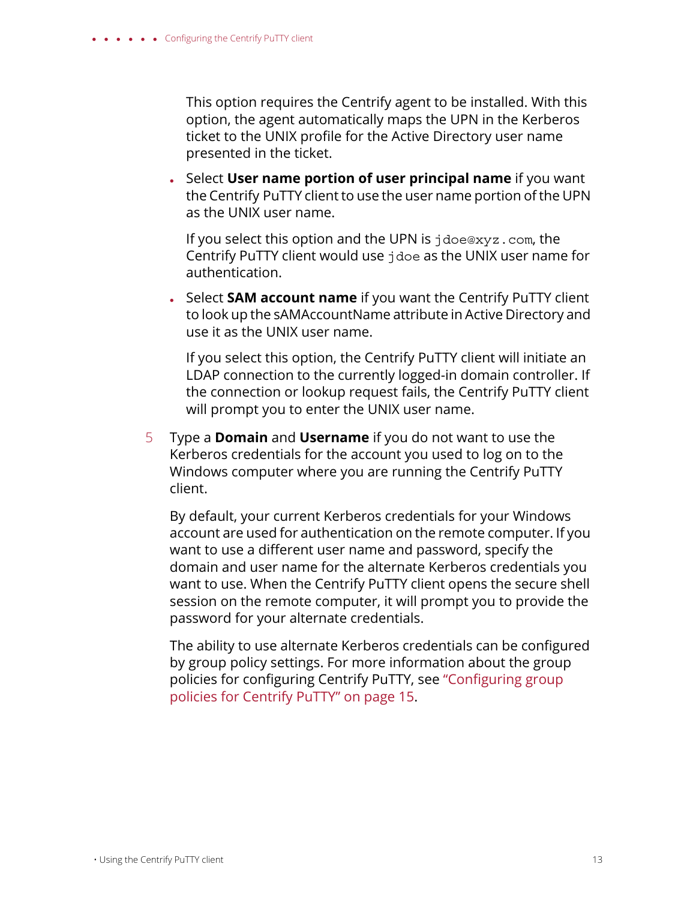This option requires the Centrify agent to be installed. With this option, the agent automatically maps the UPN in the Kerberos ticket to the UNIX profile for the Active Directory user name presented in the ticket.

- Select **User name portion of user principal name** if you want the Centrify PuTTY client to use the user name portion of the UPN as the UNIX user name.

  If you select this option and the UPN is `jdoe@xyz.com`, the Centrify PuTTY client would use `jdoe` as the UNIX user name for authentication.

- Select **SAM account name** if you want the Centrify PuTTY client to look up the sAMAccountName attribute in Active Directory and use it as the UNIX user name.

  If you select this option, the Centrify PuTTY client will initiate an LDAP connection to the currently logged-in domain controller. If the connection or lookup request fails, the Centrify PuTTY client will prompt you to enter the UNIX user name.

5. Type a **Domain** and **Username** if you do not want to use the Kerberos credentials for the account you used to log on to the Windows computer where you are running the Centrify PuTTY client.

   By default, your current Kerberos credentials for your Windows account are used for authentication on the remote computer. If you want to use a different user name and password, specify the domain and user name for the alternate Kerberos credentials you want to use. When the Centrify PuTTY client opens the secure shell session on the remote computer, it will prompt you to provide the password for your alternate credentials.

   The ability to use alternate Kerberos credentials can be configured by group policy settings. For more information about the group policies for configuring Centrify PuTTY, see "Configuring group policies for Centrify PuTTY" on page 15.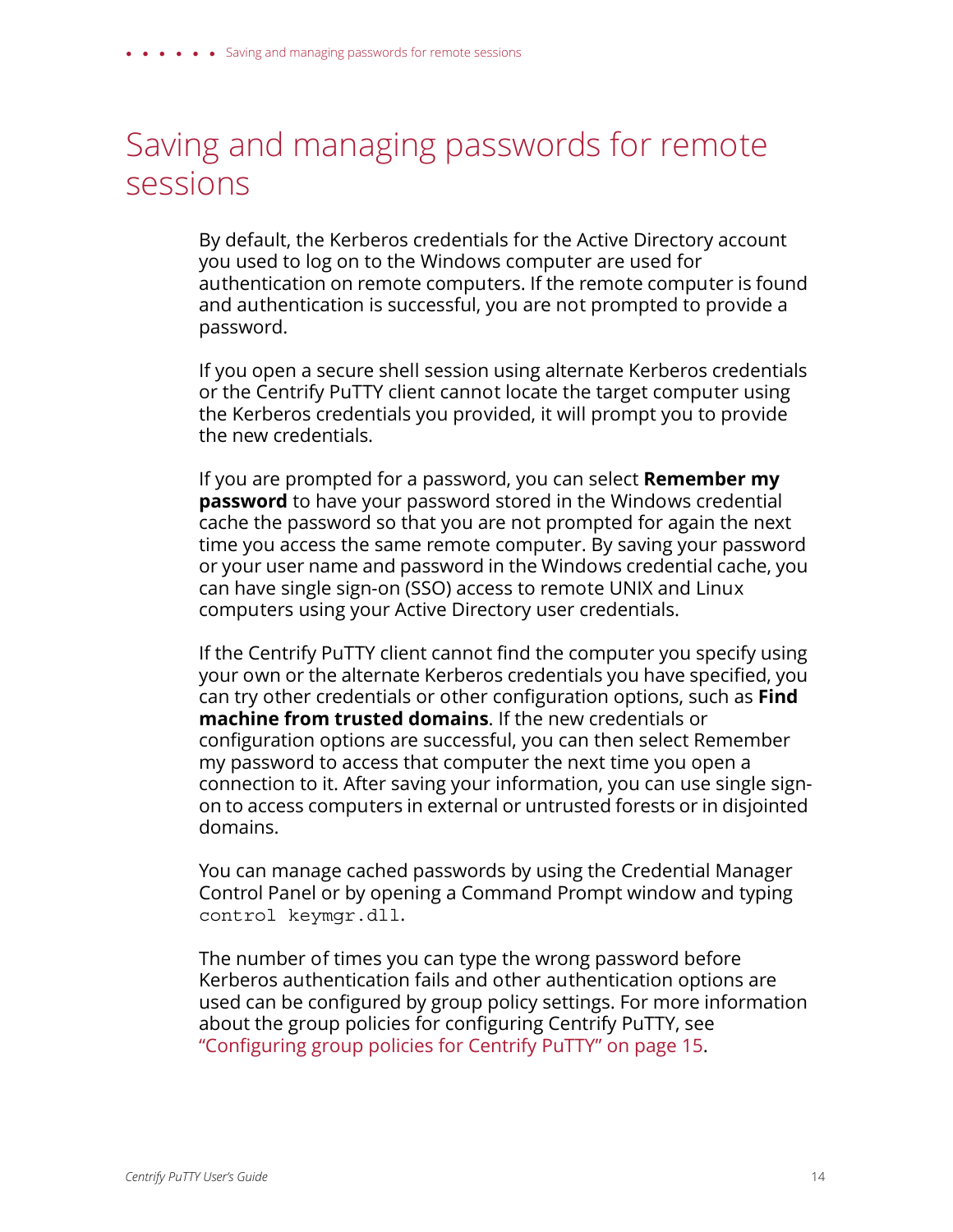# Saving and managing passwords for remote sessions

By default, the Kerberos credentials for the Active Directory account you used to log on to the Windows computer are used for authentication on remote computers. If the remote computer is found and authentication is successful, you are not prompted to provide a password.

If you open a secure shell session using alternate Kerberos credentials or the Centrify PuTTY client cannot locate the target computer using the Kerberos credentials you provided, it will prompt you to provide the new credentials.

If you are prompted for a password, you can select **Remember my password** to have your password stored in the Windows credential cache the password so that you are not prompted for again the next time you access the same remote computer. By saving your password or your user name and password in the Windows credential cache, you can have single sign-on (SSO) access to remote UNIX and Linux computers using your Active Directory user credentials.

If the Centrify PuTTY client cannot find the computer you specify using your own or the alternate Kerberos credentials you have specified, you can try other credentials or other configuration options, such as **Find machine from trusted domains**. If the new credentials or configuration options are successful, you can then select Remember my password to access that computer the next time you open a connection to it. After saving your information, you can use single sign-on to access computers in external or untrusted forests or in disjointed domains.

You can manage cached passwords by using the Credential Manager Control Panel or by opening a Command Prompt window and typing `control keymgr.dll`.

The number of times you can type the wrong password before Kerberos authentication fails and other authentication options are used can be configured by group policy settings. For more information about the group policies for configuring Centrify PuTTY, see "Configuring group policies for Centrify PuTTY" on page 15.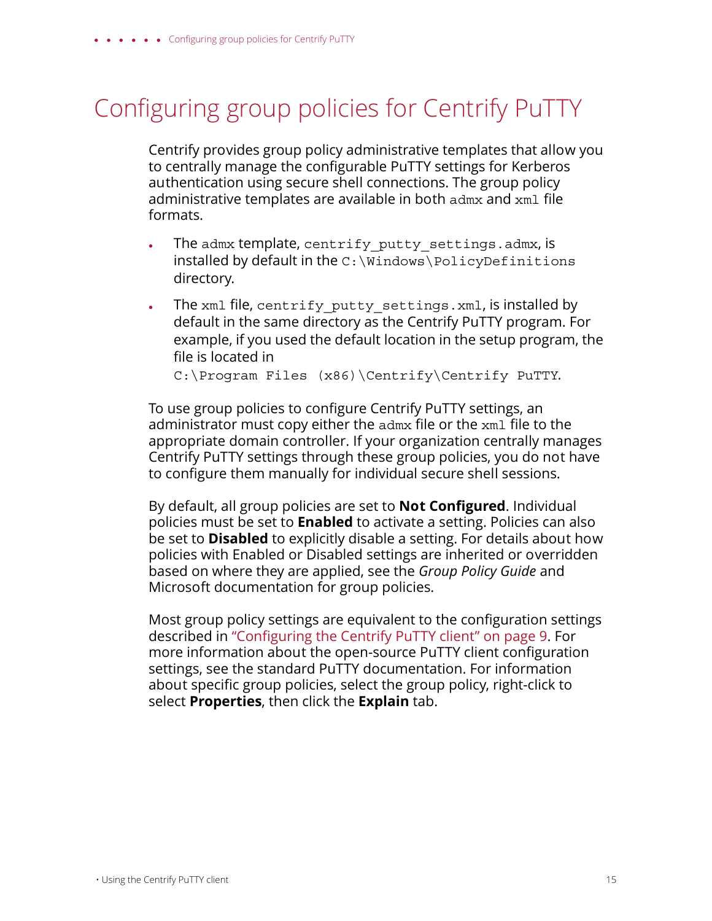# Configuring group policies for Centrify PuTTY

Centrify provides group policy administrative templates that allow you to centrally manage the configurable PuTTY settings for Kerberos authentication using secure shell connections. The group policy administrative templates are available in both `admx` and `xml` file formats.

- The `admx` template, `centrify_putty_settings.admx`, is installed by default in the `C:\Windows\PolicyDefinitions` directory.
- The `xml` file, `centrify_putty_settings.xml`, is installed by default in the same directory as the Centrify PuTTY program. For example, if you used the default location in the setup program, the file is located in

  `C:\Program Files (x86)\Centrify\Centrify PuTTY`.

To use group policies to configure Centrify PuTTY settings, an administrator must copy either the `admx` file or the `xml` file to the appropriate domain controller. If your organization centrally manages Centrify PuTTY settings through these group policies, you do not have to configure them manually for individual secure shell sessions.

By default, all group policies are set to **Not Configured**. Individual policies must be set to **Enabled** to activate a setting. Policies can also be set to **Disabled** to explicitly disable a setting. For details about how policies with Enabled or Disabled settings are inherited or overridden based on where they are applied, see the *Group Policy Guide* and Microsoft documentation for group policies.

Most group policy settings are equivalent to the configuration settings described in "Configuring the Centrify PuTTY client" on page 9. For more information about the open-source PuTTY client configuration settings, see the standard PuTTY documentation. For information about specific group policies, select the group policy, right-click to select **Properties**, then click the **Explain** tab.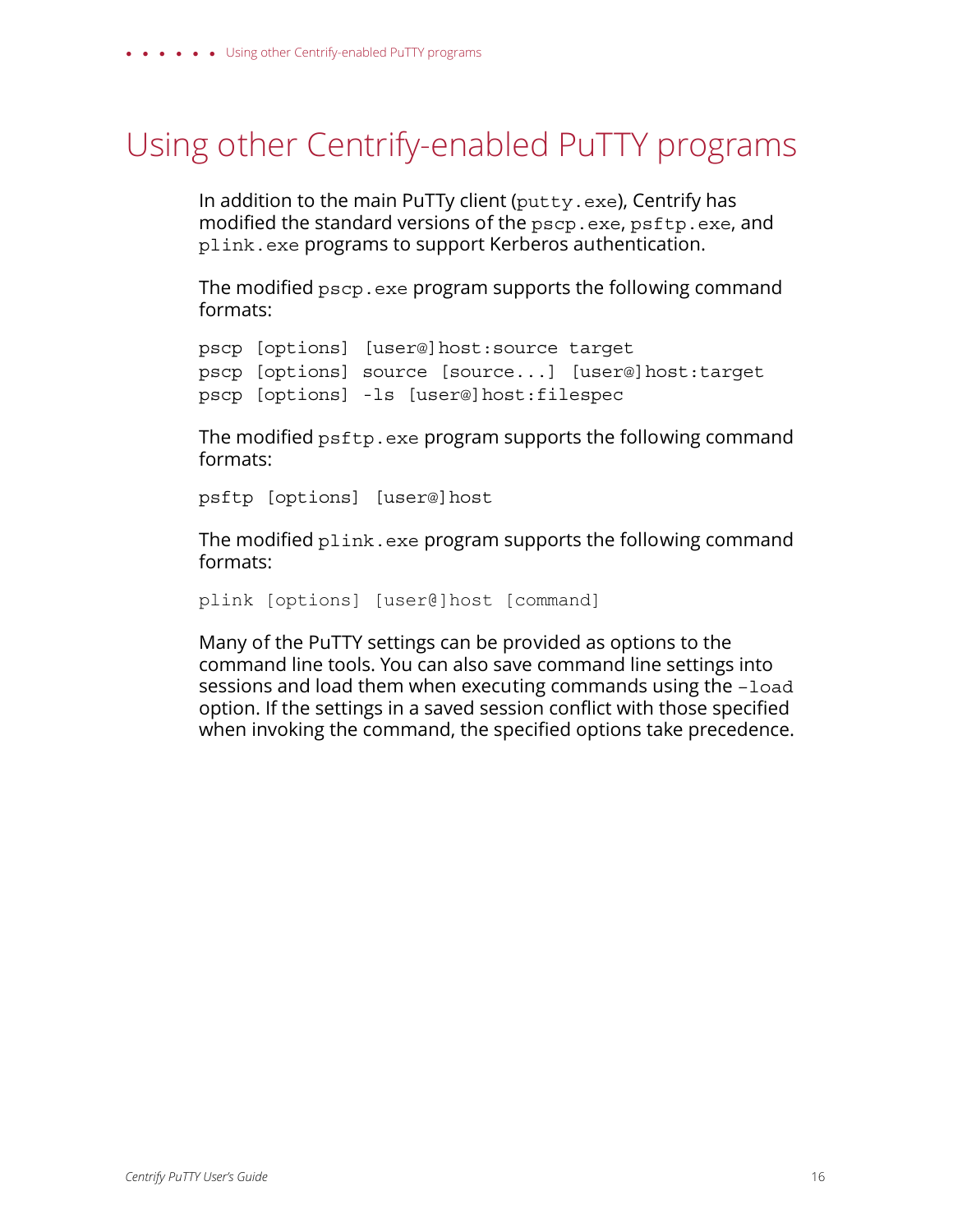# Using other Centrify-enabled PuTTY programs

In addition to the main PuTTy client (`putty.exe`), Centrify has modified the standard versions of the `pscp.exe`, `psftp.exe`, and `plink.exe` programs to support Kerberos authentication.

The modified `pscp.exe` program supports the following command formats:

```
pscp [options] [user@]host:source target
pscp [options] source [source...] [user@]host:target
pscp [options] -ls [user@]host:filespec
```

The modified `psftp.exe` program supports the following command formats:

```
psftp [options] [user@]host
```

The modified `plink.exe` program supports the following command formats:

```
plink [options] [user@]host [command]
```

Many of the PuTTY settings can be provided as options to the command line tools. You can also save command line settings into sessions and load them when executing commands using the `-load` option. If the settings in a saved session conflict with those specified when invoking the command, the specified options take precedence.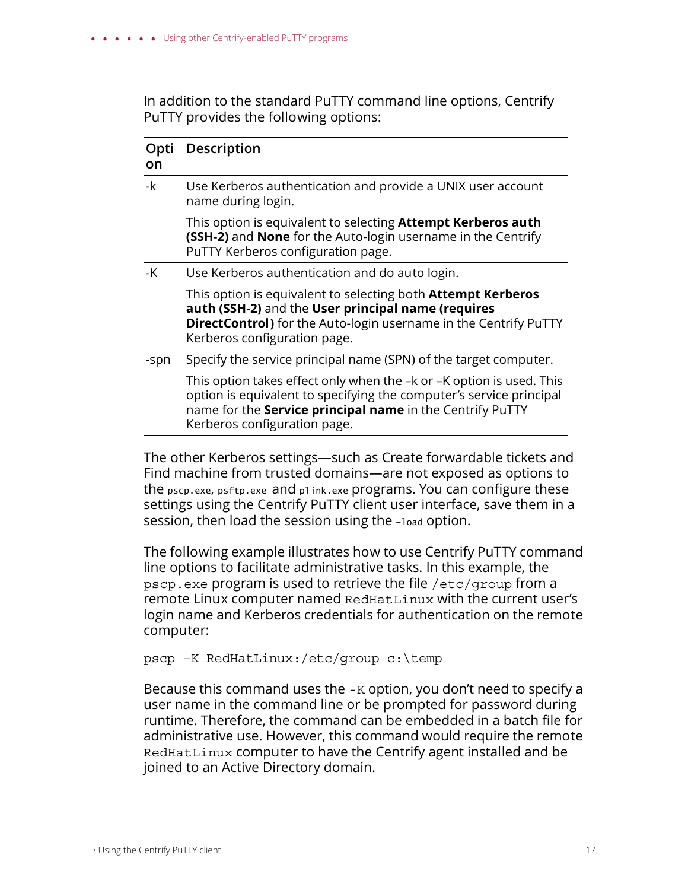In addition to the standard PuTTY command line options, Centrify PuTTY provides the following options:

| Option | Description |
| --- | --- |
| -k | Use Kerberos authentication and provide a UNIX user account name during login.<br><br>This option is equivalent to selecting **Attempt Kerberos auth (SSH-2)** and **None** for the Auto-login username in the Centrify PuTTY Kerberos configuration page. |
| -K | Use Kerberos authentication and do auto login.<br><br>This option is equivalent to selecting both **Attempt Kerberos auth (SSH-2)** and the **User principal name (requires DirectControl)** for the Auto-login username in the Centrify PuTTY Kerberos configuration page. |
| -spn | Specify the service principal name (SPN) of the target computer.<br><br>This option takes effect only when the –k or –K option is used. This option is equivalent to specifying the computer's service principal name for the **Service principal name** in the Centrify PuTTY Kerberos configuration page. |

The other Kerberos settings—such as Create forwardable tickets and Find machine from trusted domains—are not exposed as options to the `pscp.exe`, `psftp.exe` and `plink.exe` programs. You can configure these settings using the Centrify PuTTY client user interface, save them in a session, then load the session using the `–load` option.

The following example illustrates how to use Centrify PuTTY command line options to facilitate administrative tasks. In this example, the `pscp.exe` program is used to retrieve the file `/etc/group` from a remote Linux computer named `RedHatLinux` with the current user's login name and Kerberos credentials for authentication on the remote computer:

```
pscp –K RedHatLinux:/etc/group c:\temp
```

Because this command uses the `-K` option, you don't need to specify a user name in the command line or be prompted for password during runtime. Therefore, the command can be embedded in a batch file for administrative use. However, this command would require the remote `RedHatLinux` computer to have the Centrify agent installed and be joined to an Active Directory domain.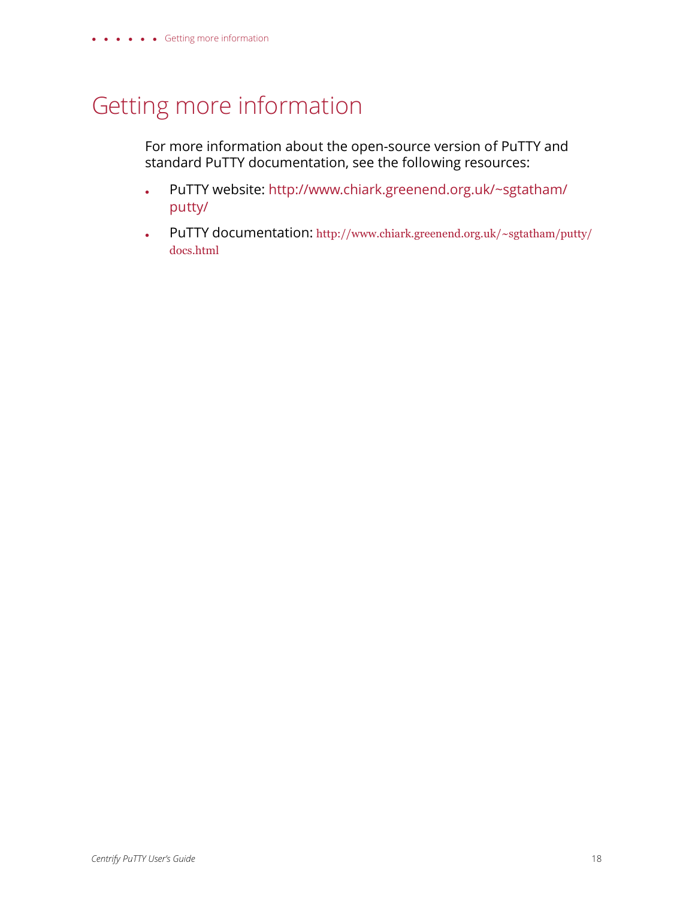# Getting more information

For more information about the open-source version of PuTTY and standard PuTTY documentation, see the following resources:

- PuTTY website: http://www.chiark.greenend.org.uk/~sgtatham/putty/
- PuTTY documentation: http://www.chiark.greenend.org.uk/~sgtatham/putty/docs.html